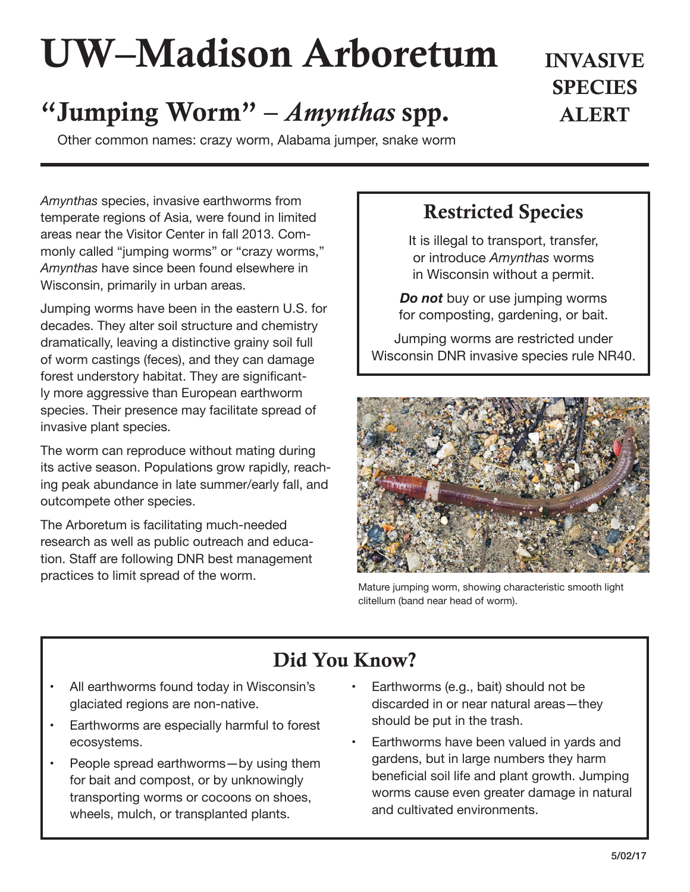# UW–Madison Arboretum

**INVASIVE SPECIES ALERT**

## "Jumping Worm" – *Amynthas* spp.

Other common names: crazy worm, Alabama jumper, snake worm

*Amynthas* species, invasive earthworms from temperate regions of Asia, were found in limited areas near the Visitor Center in fall 2013. Commonly called "jumping worms" or "crazy worms," *Amynthas* have since been found elsewhere in Wisconsin, primarily in urban areas.

Jumping worms have been in the eastern U.S. for decades. They alter soil structure and chemistry dramatically, leaving a distinctive grainy soil full of worm castings (feces), and they can damage forest understory habitat. They are significantly more aggressive than European earthworm species. Their presence may facilitate spread of invasive plant species.

The worm can reproduce without mating during its active season. Populations grow rapidly, reaching peak abundance in late summer/early fall, and outcompete other species.

The Arboretum is facilitating much-needed research as well as public outreach and education. Staff are following DNR best management practices to limit spread of the worm.

### Restricted Species

It is illegal to transport, transfer, or introduce *Amynthas* worms in Wisconsin without a permit.

***Do not*** buy or use jumping worms for composting, gardening, or bait.

Jumping worms are restricted under Wisconsin DNR invasive species rule NR40.

Mature jumping worm, showing characteristic smooth light clitellum (band near head of worm).

## Did You Know?

- All earthworms found today in Wisconsin's glaciated regions are non-native.
- Earthworms are especially harmful to forest ecosystems.
- People spread earthworms—by using them for bait and compost, or by unknowingly transporting worms or cocoons on shoes, wheels, mulch, or transplanted plants.
- Earthworms (e.g., bait) should not be discarded in or near natural areas—they should be put in the trash.
- Earthworms have been valued in yards and gardens, but in large numbers they harm beneficial soil life and plant growth. Jumping worms cause even greater damage in natural and cultivated environments.

5/02/17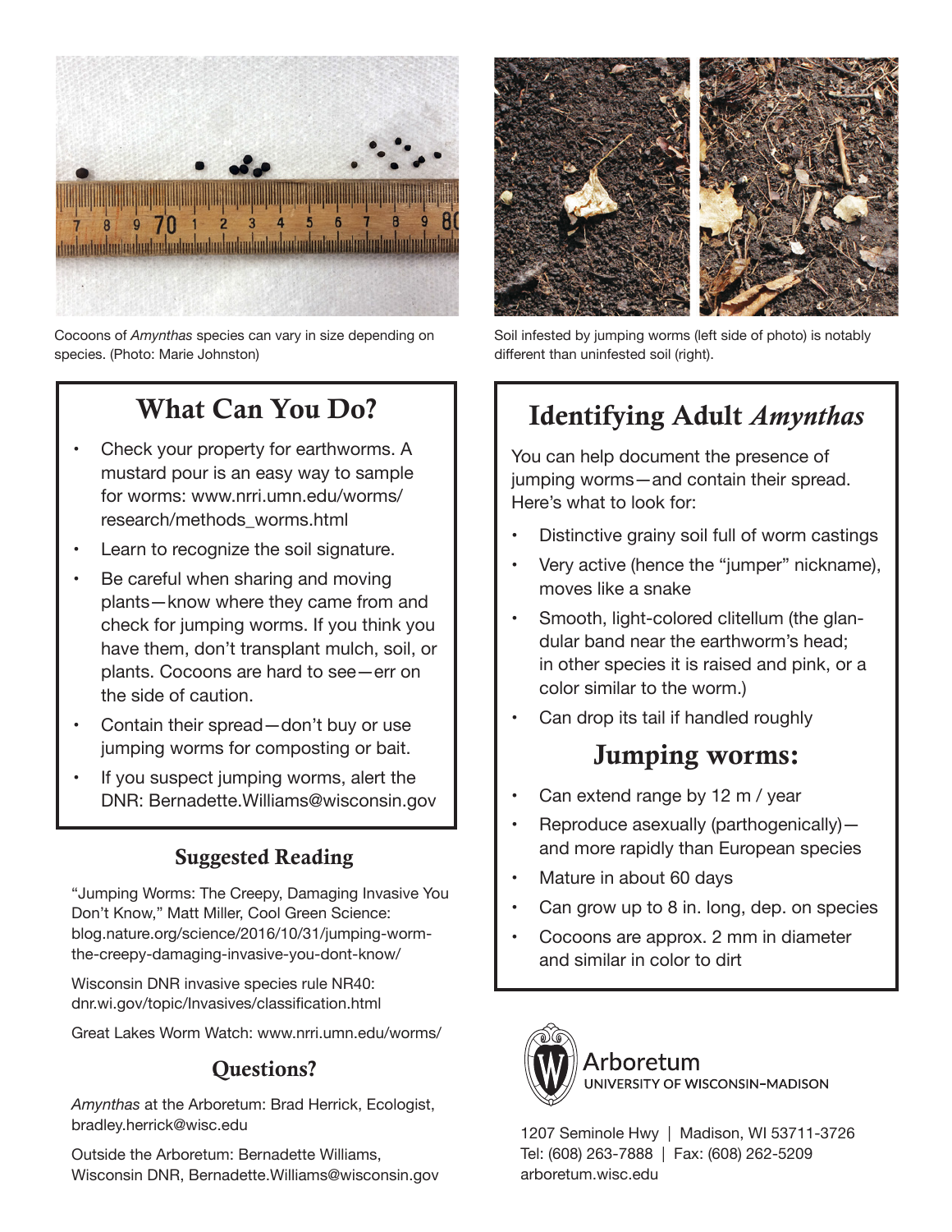Cocoons of *Amynthas* species can vary in size depending on species. (Photo: Marie Johnston)

Soil infested by jumping worms (left side of photo) is notably different than uninfested soil (right).

## What Can You Do?

- Check your property for earthworms. A mustard pour is an easy way to sample for worms: www.nrri.umn.edu/worms/research/methods_worms.html
- Learn to recognize the soil signature.
- Be careful when sharing and moving plants—know where they came from and check for jumping worms. If you think you have them, don't transplant mulch, soil, or plants. Cocoons are hard to see—err on the side of caution.
- Contain their spread—don't buy or use jumping worms for composting or bait.
- If you suspect jumping worms, alert the DNR: Bernadette.Williams@wisconsin.gov

### Suggested Reading

"Jumping Worms: The Creepy, Damaging Invasive You Don't Know," Matt Miller, Cool Green Science: blog.nature.org/science/2016/10/31/jumping-worm-the-creepy-damaging-invasive-you-dont-know/

Wisconsin DNR invasive species rule NR40: dnr.wi.gov/topic/Invasives/classification.html

Great Lakes Worm Watch: www.nrri.umn.edu/worms/

### Questions?

*Amynthas* at the Arboretum: Brad Herrick, Ecologist, bradley.herrick@wisc.edu

Outside the Arboretum: Bernadette Williams, Wisconsin DNR, Bernadette.Williams@wisconsin.gov

## Identifying Adult *Amynthas*

You can help document the presence of jumping worms—and contain their spread. Here's what to look for:

- Distinctive grainy soil full of worm castings
- Very active (hence the "jumper" nickname), moves like a snake
- Smooth, light-colored clitellum (the glandular band near the earthworm's head; in other species it is raised and pink, or a color similar to the worm.)
- Can drop its tail if handled roughly

## Jumping worms:

- Can extend range by 12 m / year
- Reproduce asexually (parthogenically)—and more rapidly than European species
- Mature in about 60 days
- Can grow up to 8 in. long, dep. on species
- Cocoons are approx. 2 mm in diameter and similar in color to dirt

Arboretum
UNIVERSITY OF WISCONSIN–MADISON

1207 Seminole Hwy | Madison, WI 53711-3726
Tel: (608) 263-7888 | Fax: (608) 262-5209
arboretum.wisc.edu